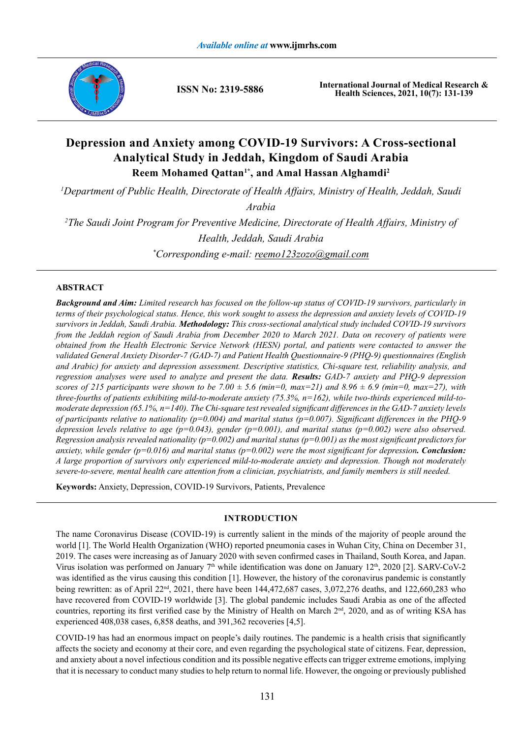# Depression and Anxiety among COVID-19 Survivors: A Cross-sectional Analytical Study in Jeddah, Kingdom of Saudi Arabia

**Reem Mohamed Qattan[1*], and Amal Hassan Alghamdi[2]**

*[1]Department of Public Health, Directorate of Health Affairs, Ministry of Health, Jeddah, Saudi Arabia*

*[2]The Saudi Joint Program for Preventive Medicine, Directorate of Health Affairs, Ministry of Health, Jeddah, Saudi Arabia*

*[*]Corresponding e-mail: reemo123zozo@gmail.com*

## ABSTRACT

***Background and Aim:*** *Limited research has focused on the follow-up status of COVID-19 survivors, particularly in terms of their psychological status. Hence, this work sought to assess the depression and anxiety levels of COVID-19 survivors in Jeddah, Saudi Arabia.* ***Methodology:*** *This cross-sectional analytical study included COVID-19 survivors from the Jeddah region of Saudi Arabia from December 2020 to March 2021. Data on recovery of patients were obtained from the Health Electronic Service Network (HESN) portal, and patients were contacted to answer the validated General Anxiety Disorder-7 (GAD-7) and Patient Health Questionnaire-9 (PHQ-9) questionnaires (English and Arabic) for anxiety and depression assessment. Descriptive statistics, Chi-square test, reliability analysis, and regression analyses were used to analyze and present the data.* ***Results:*** *GAD-7 anxiety and PHQ-9 depression scores of 215 participants were shown to be 7.00 ± 5.6 (min=0, max=21) and 8.96 ± 6.9 (min=0, max=27), with three-fourths of patients exhibiting mild-to-moderate anxiety (75.3%, n=162), while two-thirds experienced mild-to-moderate depression (65.1%, n=140). The Chi-square test revealed significant differences in the GAD-7 anxiety levels of participants relative to nationality (p=0.004) and marital status (p=0.007). Significant differences in the PHQ-9 depression levels relative to age (p=0.043), gender (p=0.001), and marital status (p=0.002) were also observed. Regression analysis revealed nationality (p=0.002) and marital status (p=0.001) as the most significant predictors for anxiety, while gender (p=0.016) and marital status (p=0.002) were the most significant for depression.* ***Conclusion:*** *A large proportion of survivors only experienced mild-to-moderate anxiety and depression. Though not moderately severe-to-severe, mental health care attention from a clinician, psychiatrists, and family members is still needed.*

**Keywords:** Anxiety, Depression, COVID-19 Survivors, Patients, Prevalence

## INTRODUCTION

The name Coronavirus Disease (COVID-19) is currently salient in the minds of the majority of people around the world [1]. The World Health Organization (WHO) reported pneumonia cases in Wuhan City, China on December 31, 2019. The cases were increasing as of January 2020 with seven confirmed cases in Thailand, South Korea, and Japan. Virus isolation was performed on January 7th while identification was done on January 12th, 2020 [2]. SARV-CoV-2 was identified as the virus causing this condition [1]. However, the history of the coronavirus pandemic is constantly being rewritten: as of April 22nd, 2021, there have been 144,472,687 cases, 3,072,276 deaths, and 122,660,283 who have recovered from COVID-19 worldwide [3]. The global pandemic includes Saudi Arabia as one of the affected countries, reporting its first verified case by the Ministry of Health on March 2nd, 2020, and as of writing KSA has experienced 408,038 cases, 6,858 deaths, and 391,362 recoveries [4,5].

COVID-19 has had an enormous impact on people's daily routines. The pandemic is a health crisis that significantly affects the society and economy at their core, and even regarding the psychological state of citizens. Fear, depression, and anxiety about a novel infectious condition and its possible negative effects can trigger extreme emotions, implying that it is necessary to conduct many studies to help return to normal life. However, the ongoing or previously published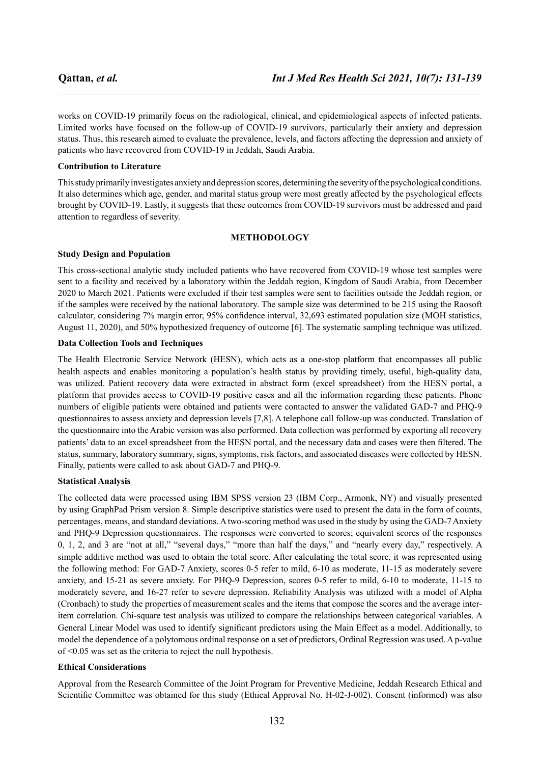works on COVID-19 primarily focus on the radiological, clinical, and epidemiological aspects of infected patients. Limited works have focused on the follow-up of COVID-19 survivors, particularly their anxiety and depression status. Thus, this research aimed to evaluate the prevalence, levels, and factors affecting the depression and anxiety of patients who have recovered from COVID-19 in Jeddah, Saudi Arabia.

### Contribution to Literature

This study primarily investigates anxiety and depression scores, determining the severity of the psychological conditions. It also determines which age, gender, and marital status group were most greatly affected by the psychological effects brought by COVID-19. Lastly, it suggests that these outcomes from COVID-19 survivors must be addressed and paid attention to regardless of severity.

## METHODOLOGY

### Study Design and Population

This cross-sectional analytic study included patients who have recovered from COVID-19 whose test samples were sent to a facility and received by a laboratory within the Jeddah region, Kingdom of Saudi Arabia, from December 2020 to March 2021. Patients were excluded if their test samples were sent to facilities outside the Jeddah region, or if the samples were received by the national laboratory. The sample size was determined to be 215 using the Raosoft calculator, considering 7% margin error, 95% confidence interval, 32,693 estimated population size (MOH statistics, August 11, 2020), and 50% hypothesized frequency of outcome [6]. The systematic sampling technique was utilized.

### Data Collection Tools and Techniques

The Health Electronic Service Network (HESN), which acts as a one-stop platform that encompasses all public health aspects and enables monitoring a population's health status by providing timely, useful, high-quality data, was utilized. Patient recovery data were extracted in abstract form (excel spreadsheet) from the HESN portal, a platform that provides access to COVID-19 positive cases and all the information regarding these patients. Phone numbers of eligible patients were obtained and patients were contacted to answer the validated GAD-7 and PHQ-9 questionnaires to assess anxiety and depression levels [7,8]. A telephone call follow-up was conducted. Translation of the questionnaire into the Arabic version was also performed. Data collection was performed by exporting all recovery patients' data to an excel spreadsheet from the HESN portal, and the necessary data and cases were then filtered. The status, summary, laboratory summary, signs, symptoms, risk factors, and associated diseases were collected by HESN. Finally, patients were called to ask about GAD-7 and PHQ-9.

### Statistical Analysis

The collected data were processed using IBM SPSS version 23 (IBM Corp., Armonk, NY) and visually presented by using GraphPad Prism version 8. Simple descriptive statistics were used to present the data in the form of counts, percentages, means, and standard deviations. A two-scoring method was used in the study by using the GAD-7 Anxiety and PHQ-9 Depression questionnaires. The responses were converted to scores; equivalent scores of the responses 0, 1, 2, and 3 are "not at all," "several days," "more than half the days," and "nearly every day," respectively. A simple additive method was used to obtain the total score. After calculating the total score, it was represented using the following method: For GAD-7 Anxiety, scores 0-5 refer to mild, 6-10 as moderate, 11-15 as moderately severe anxiety, and 15-21 as severe anxiety. For PHQ-9 Depression, scores 0-5 refer to mild, 6-10 to moderate, 11-15 to moderately severe, and 16-27 refer to severe depression. Reliability Analysis was utilized with a model of Alpha (Cronbach) to study the properties of measurement scales and the items that compose the scores and the average inter-item correlation. Chi-square test analysis was utilized to compare the relationships between categorical variables. A General Linear Model was used to identify significant predictors using the Main Effect as a model. Additionally, to model the dependence of a polytomous ordinal response on a set of predictors, Ordinal Regression was used. A p-value of $<0.05$ was set as the criteria to reject the null hypothesis.

### Ethical Considerations

Approval from the Research Committee of the Joint Program for Preventive Medicine, Jeddah Research Ethical and Scientific Committee was obtained for this study (Ethical Approval No. H-02-J-002). Consent (informed) was also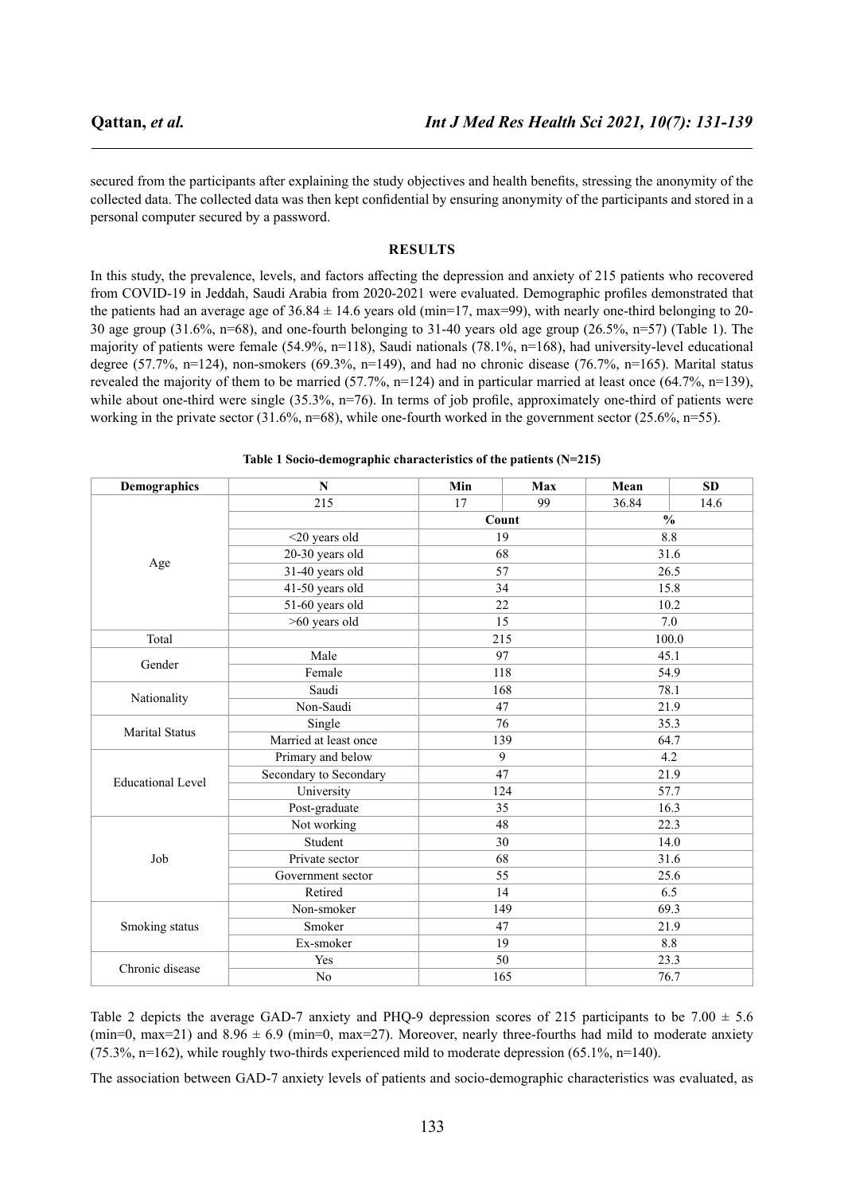secured from the participants after explaining the study objectives and health benefits, stressing the anonymity of the collected data. The collected data was then kept confidential by ensuring anonymity of the participants and stored in a personal computer secured by a password.

## RESULTS

In this study, the prevalence, levels, and factors affecting the depression and anxiety of 215 patients who recovered from COVID-19 in Jeddah, Saudi Arabia from 2020-2021 were evaluated. Demographic profiles demonstrated that the patients had an average age of 36.84 ± 14.6 years old (min=17, max=99), with nearly one-third belonging to 20-30 age group (31.6%, n=68), and one-fourth belonging to 31-40 years old age group (26.5%, n=57) (Table 1). The majority of patients were female (54.9%, n=118), Saudi nationals (78.1%, n=168), had university-level educational degree (57.7%, n=124), non-smokers (69.3%, n=149), and had no chronic disease (76.7%, n=165). Marital status revealed the majority of them to be married (57.7%, n=124) and in particular married at least once (64.7%, n=139), while about one-third were single (35.3%, n=76). In terms of job profile, approximately one-third of patients were working in the private sector (31.6%, n=68), while one-fourth worked in the government sector (25.6%, n=55).

**Table 1 Socio-demographic characteristics of the patients (N=215)**

| Demographics | N | Min | Max | Mean | SD |
|---|---|---|---|---|---|
| Age | 215 | 17 | 99 | 36.84 | 14.6 |
| | | Count | | % | |
| | <20 years old | 19 | | 8.8 | |
| | 20-30 years old | 68 | | 31.6 | |
| | 31-40 years old | 57 | | 26.5 | |
| | 41-50 years old | 34 | | 15.8 | |
| | 51-60 years old | 22 | | 10.2 | |
| | >60 years old | 15 | | 7.0 | |
| Total | | 215 | | 100.0 | |
| Gender | Male | 97 | | 45.1 | |
| | Female | 118 | | 54.9 | |
| Nationality | Saudi | 168 | | 78.1 | |
| | Non-Saudi | 47 | | 21.9 | |
| Marital Status | Single | 76 | | 35.3 | |
| | Married at least once | 139 | | 64.7 | |
| Educational Level | Primary and below | 9 | | 4.2 | |
| | Secondary to Secondary | 47 | | 21.9 | |
| | University | 124 | | 57.7 | |
| | Post-graduate | 35 | | 16.3 | |
| Job | Not working | 48 | | 22.3 | |
| | Student | 30 | | 14.0 | |
| | Private sector | 68 | | 31.6 | |
| | Government sector | 55 | | 25.6 | |
| | Retired | 14 | | 6.5 | |
| Smoking status | Non-smoker | 149 | | 69.3 | |
| | Smoker | 47 | | 21.9 | |
| | Ex-smoker | 19 | | 8.8 | |
| Chronic disease | Yes | 50 | | 23.3 | |
| | No | 165 | | 76.7 | |

Table 2 depicts the average GAD-7 anxiety and PHQ-9 depression scores of 215 participants to be 7.00 ± 5.6 (min=0, max=21) and 8.96 ± 6.9 (min=0, max=27). Moreover, nearly three-fourths had mild to moderate anxiety (75.3%, n=162), while roughly two-thirds experienced mild to moderate depression (65.1%, n=140).

The association between GAD-7 anxiety levels of patients and socio-demographic characteristics was evaluated, as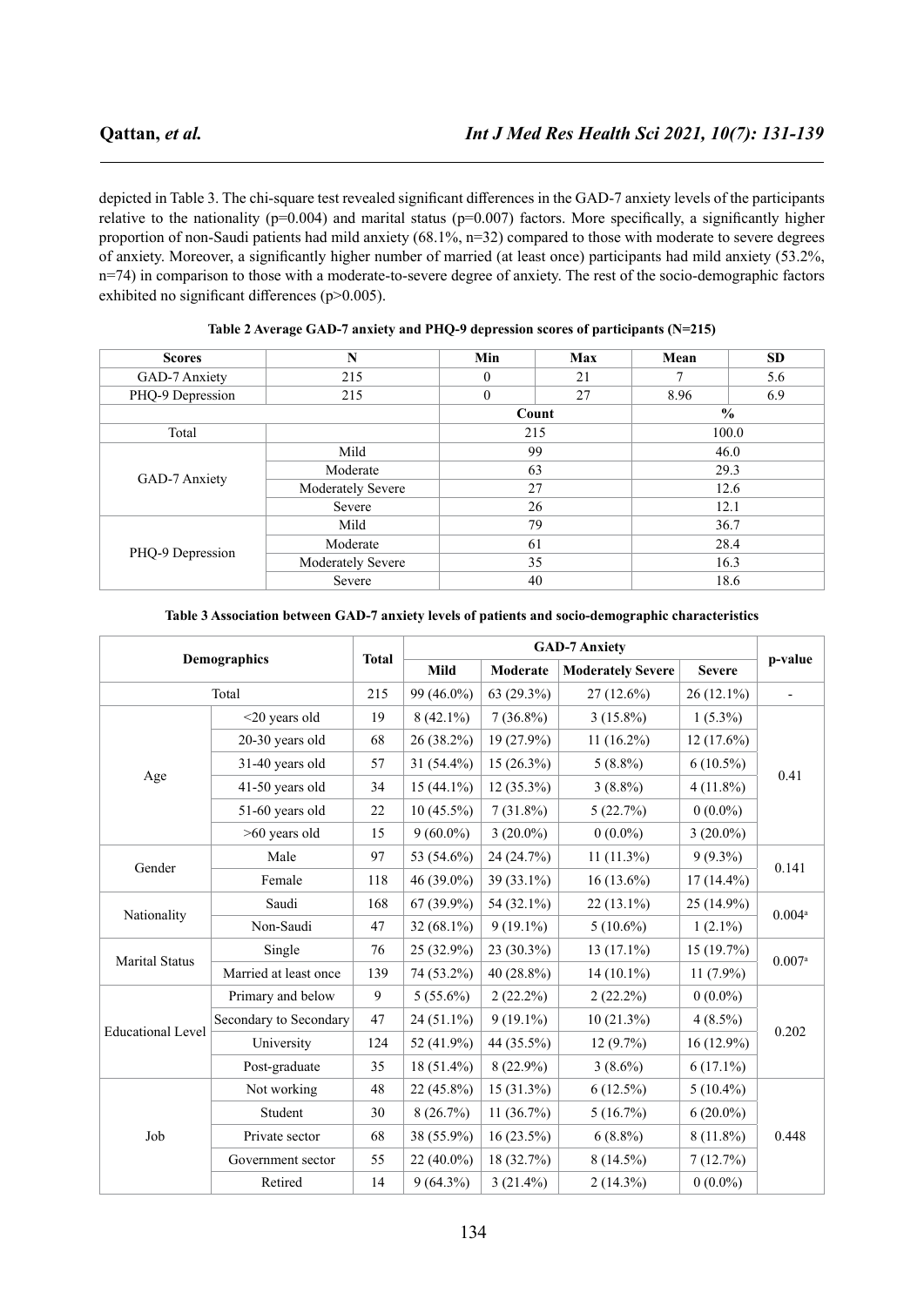depicted in Table 3. The chi-square test revealed significant differences in the GAD-7 anxiety levels of the participants relative to the nationality (p=0.004) and marital status (p=0.007) factors. More specifically, a significantly higher proportion of non-Saudi patients had mild anxiety (68.1%, n=32) compared to those with moderate to severe degrees of anxiety. Moreover, a significantly higher number of married (at least once) participants had mild anxiety (53.2%, n=74) in comparison to those with a moderate-to-severe degree of anxiety. The rest of the socio-demographic factors exhibited no significant differences (p>0.005).

**Table 2 Average GAD-7 anxiety and PHQ-9 depression scores of participants (N=215)**

| Scores | N | Min | Max | Mean | SD |
|---|---|---|---|---|---|
| GAD-7 Anxiety | 215 | 0 | 21 | 7 | 5.6 |
| PHQ-9 Depression | 215 | 0 | 27 | 8.96 | 6.9 |
| | | Count | | % | |
| Total | | 215 | | 100.0 | |
| GAD-7 Anxiety | Mild | 99 | | 46.0 | |
| | Moderate | 63 | | 29.3 | |
| | Moderately Severe | 27 | | 12.6 | |
| | Severe | 26 | | 12.1 | |
| PHQ-9 Depression | Mild | 79 | | 36.7 | |
| | Moderate | 61 | | 28.4 | |
| | Moderately Severe | 35 | | 16.3 | |
| | Severe | 40 | | 18.6 | |

**Table 3 Association between GAD-7 anxiety levels of patients and socio-demographic characteristics**

| Demographics | | Total | GAD-7 Anxiety | | | | p-value |
|---|---|---|---|---|---|---|---|
| | | | Mild | Moderate | Moderately Severe | Severe | |
| Total | | 215 | 99 (46.0%) | 63 (29.3%) | 27 (12.6%) | 26 (12.1%) | - |
| Age | <20 years old | 19 | 8 (42.1%) | 7 (36.8%) | 3 (15.8%) | 1 (5.3%) | 0.41 |
| | 20-30 years old | 68 | 26 (38.2%) | 19 (27.9%) | 11 (16.2%) | 12 (17.6%) | |
| | 31-40 years old | 57 | 31 (54.4%) | 15 (26.3%) | 5 (8.8%) | 6 (10.5%) | |
| | 41-50 years old | 34 | 15 (44.1%) | 12 (35.3%) | 3 (8.8%) | 4 (11.8%) | |
| | 51-60 years old | 22 | 10 (45.5%) | 7 (31.8%) | 5 (22.7%) | 0 (0.0%) | |
| | >60 years old | 15 | 9 (60.0%) | 3 (20.0%) | 0 (0.0%) | 3 (20.0%) | |
| Gender | Male | 97 | 53 (54.6%) | 24 (24.7%) | 11 (11.3%) | 9 (9.3%) | 0.141 |
| | Female | 118 | 46 (39.0%) | 39 (33.1%) | 16 (13.6%) | 17 (14.4%) | |
| Nationality | Saudi | 168 | 67 (39.9%) | 54 (32.1%) | 22 (13.1%) | 25 (14.9%) | 0.004[a] |
| | Non-Saudi | 47 | 32 (68.1%) | 9 (19.1%) | 5 (10.6%) | 1 (2.1%) | |
| Marital Status | Single | 76 | 25 (32.9%) | 23 (30.3%) | 13 (17.1%) | 15 (19.7%) | 0.007[a] |
| | Married at least once | 139 | 74 (53.2%) | 40 (28.8%) | 14 (10.1%) | 11 (7.9%) | |
| Educational Level | Primary and below | 9 | 5 (55.6%) | 2 (22.2%) | 2 (22.2%) | 0 (0.0%) | 0.202 |
| | Secondary to Secondary | 47 | 24 (51.1%) | 9 (19.1%) | 10 (21.3%) | 4 (8.5%) | |
| | University | 124 | 52 (41.9%) | 44 (35.5%) | 12 (9.7%) | 16 (12.9%) | |
| | Post-graduate | 35 | 18 (51.4%) | 8 (22.9%) | 3 (8.6%) | 6 (17.1%) | |
| Job | Not working | 48 | 22 (45.8%) | 15 (31.3%) | 6 (12.5%) | 5 (10.4%) | 0.448 |
| | Student | 30 | 8 (26.7%) | 11 (36.7%) | 5 (16.7%) | 6 (20.0%) | |
| | Private sector | 68 | 38 (55.9%) | 16 (23.5%) | 6 (8.8%) | 8 (11.8%) | |
| | Government sector | 55 | 22 (40.0%) | 18 (32.7%) | 8 (14.5%) | 7 (12.7%) | |
| | Retired | 14 | 9 (64.3%) | 3 (21.4%) | 2 (14.3%) | 0 (0.0%) | |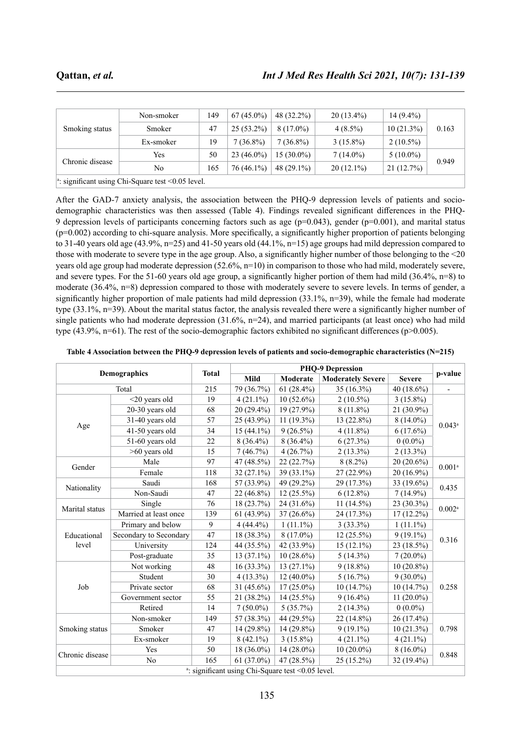| | | | | | | | |
|---|---|---|---|---|---|---|---|
| Smoking status | Non-smoker | 149 | 67 (45.0%) | 48 (32.2%) | 20 (13.4%) | 14 (9.4%) | 0.163 |
| | Smoker | 47 | 25 (53.2%) | 8 (17.0%) | 4 (8.5%) | 10 (21.3%) | |
| | Ex-smoker | 19 | 7 (36.8%) | 7 (36.8%) | 3 (15.8%) | 2 (10.5%) | |
| Chronic disease | Yes | 50 | 23 (46.0%) | 15 (30.0%) | 7 (14.0%) | 5 (10.0%) | 0.949 |
| | No | 165 | 76 (46.1%) | 48 (29.1%) | 20 (12.1%) | 21 (12.7%) | |
| [a]: significant using Chi-Square test <0.05 level. | | | | | | | |

After the GAD-7 anxiety analysis, the association between the PHQ-9 depression levels of patients and socio-demographic characteristics was then assessed (Table 4). Findings revealed significant differences in the PHQ-9 depression levels of participants concerning factors such as age (p=0.043), gender (p=0.001), and marital status (p=0.002) according to chi-square analysis. More specifically, a significantly higher proportion of patients belonging to 31-40 years old age (43.9%, n=25) and 41-50 years old (44.1%, n=15) age groups had mild depression compared to those with moderate to severe type in the age group. Also, a significantly higher number of those belonging to the <20 years old age group had moderate depression (52.6%, n=10) in comparison to those who had mild, moderately severe, and severe types. For the 51-60 years old age group, a significantly higher portion of them had mild (36.4%, n=8) to moderate (36.4%, n=8) depression compared to those with moderately severe to severe levels. In terms of gender, a significantly higher proportion of male patients had mild depression (33.1%, n=39), while the female had moderate type (33.1%, n=39). About the marital status factor, the analysis revealed there were a significantly higher number of single patients who had moderate depression (31.6%, n=24), and married participants (at least once) who had mild type (43.9%, n=61). The rest of the socio-demographic factors exhibited no significant differences (p>0.005).

**Table 4 Association between the PHQ-9 depression levels of patients and socio-demographic characteristics (N=215)**

| Demographics | | Total | PHQ-9 Depression | | | | p-value |
|---|---|---|---|---|---|---|---|
| | | | Mild | Moderate | Moderately Severe | Severe | |
| Total | | 215 | 79 (36.7%) | 61 (28.4%) | 35 (16.3%) | 40 (18.6%) | - |
| Age | <20 years old | 19 | 4 (21.1%) | 10 (52.6%) | 2 (10.5%) | 3 (15.8%) | 0.043[a] |
| | 20-30 years old | 68 | 20 (29.4%) | 19 (27.9%) | 8 (11.8%) | 21 (30.9%) | |
| | 31-40 years old | 57 | 25 (43.9%) | 11 (19.3%) | 13 (22.8%) | 8 (14.0%) | |
| | 41-50 years old | 34 | 15 (44.1%) | 9 (26.5%) | 4 (11.8%) | 6 (17.6%) | |
| | 51-60 years old | 22 | 8 (36.4%) | 8 (36.4%) | 6 (27.3%) | 0 (0.0%) | |
| | >60 years old | 15 | 7 (46.7%) | 4 (26.7%) | 2 (13.3%) | 2 (13.3%) | |
| Gender | Male | 97 | 47 (48.5%) | 22 (22.7%) | 8 (8.2%) | 20 (20.6%) | 0.001[a] |
| | Female | 118 | 32 (27.1%) | 39 (33.1%) | 27 (22.9%) | 20 (16.9%) | |
| Nationality | Saudi | 168 | 57 (33.9%) | 49 (29.2%) | 29 (17.3%) | 33 (19.6%) | 0.435 |
| | Non-Saudi | 47 | 22 (46.8%) | 12 (25.5%) | 6 (12.8%) | 7 (14.9%) | |
| Marital status | Single | 76 | 18 (23.7%) | 24 (31.6%) | 11 (14.5%) | 23 (30.3%) | 0.002[a] |
| | Married at least once | 139 | 61 (43.9%) | 37 (26.6%) | 24 (17.3%) | 17 (12.2%) | |
| Educational level | Primary and below | 9 | 4 (44.4%) | 1 (11.1%) | 3 (33.3%) | 1 (11.1%) | 0.316 |
| | Secondary to Secondary | 47 | 18 (38.3%) | 8 (17.0%) | 12 (25.5%) | 9 (19.1%) | |
| | University | 124 | 44 (35.5%) | 42 (33.9%) | 15 (12.1%) | 23 (18.5%) | |
| | Post-graduate | 35 | 13 (37.1%) | 10 (28.6%) | 5 (14.3%) | 7 (20.0%) | |
| Job | Not working | 48 | 16 (33.3%) | 13 (27.1%) | 9 (18.8%) | 10 (20.8%) | 0.258 |
| | Student | 30 | 4 (13.3%) | 12 (40.0%) | 5 (16.7%) | 9 (30.0%) | |
| | Private sector | 68 | 31 (45.6%) | 17 (25.0%) | 10 (14.7%) | 10 (14.7%) | |
| | Government sector | 55 | 21 (38.2%) | 14 (25.5%) | 9 (16.4%) | 11 (20.0%) | |
| | Retired | 14 | 7 (50.0%) | 5 (35.7%) | 2 (14.3%) | 0 (0.0%) | |
| Smoking status | Non-smoker | 149 | 57 (38.3%) | 44 (29.5%) | 22 (14.8%) | 26 (17.4%) | 0.798 |
| | Smoker | 47 | 14 (29.8%) | 14 (29.8%) | 9 (19.1%) | 10 (21.3%) | |
| | Ex-smoker | 19 | 8 (42.1%) | 3 (15.8%) | 4 (21.1%) | 4 (21.1%) | |
| Chronic disease | Yes | 50 | 18 (36.0%) | 14 (28.0%) | 10 (20.0%) | 8 (16.0%) | 0.848 |
| | No | 165 | 61 (37.0%) | 47 (28.5%) | 25 (15.2%) | 32 (19.4%) | |
| [a]: significant using Chi-Square test <0.05 level. | | | | | | | |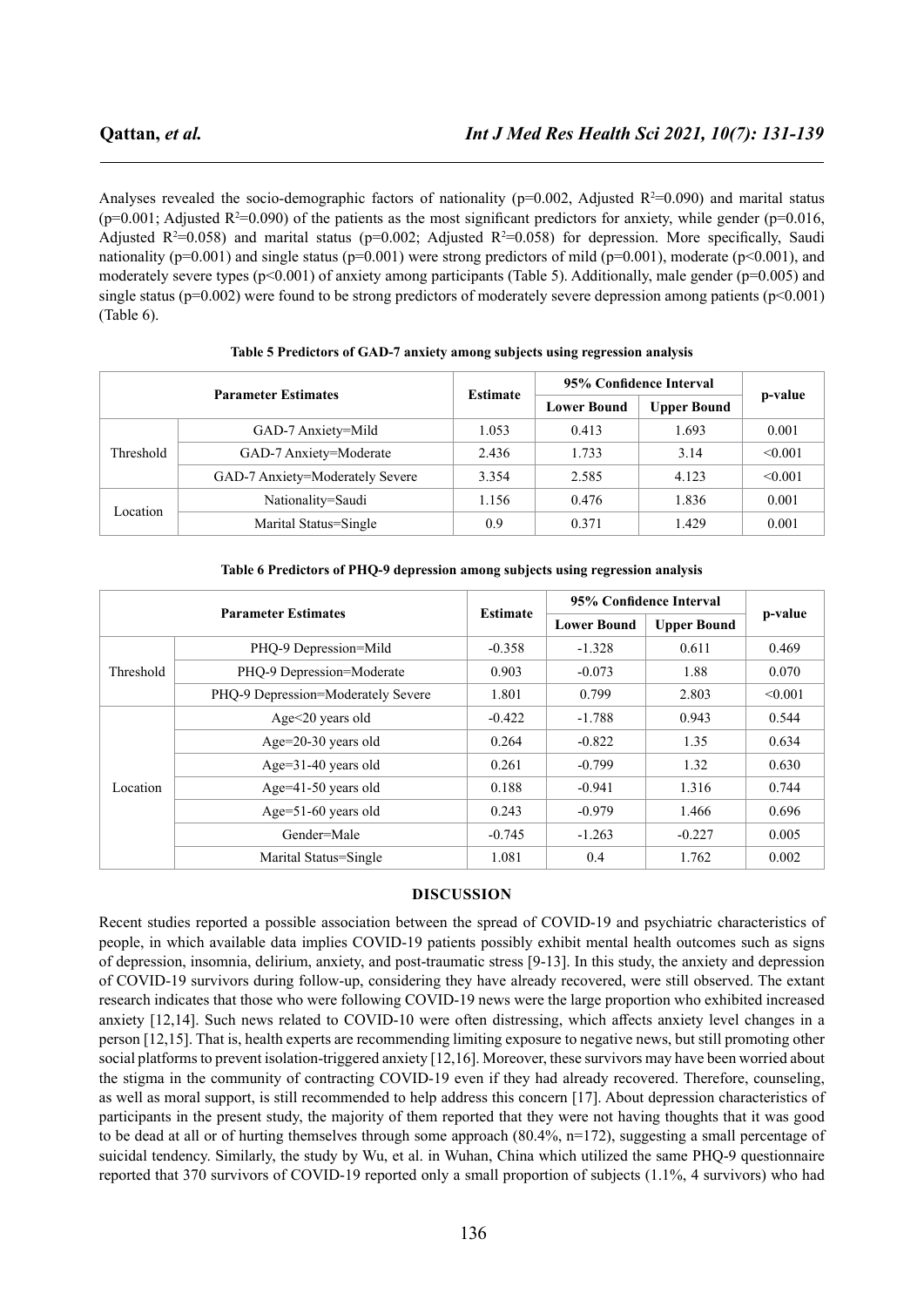Analyses revealed the socio-demographic factors of nationality (p=0.002, Adjusted $R^2$=0.090) and marital status (p=0.001; Adjusted $R^2$=0.090) of the patients as the most significant predictors for anxiety, while gender (p=0.016, Adjusted $R^2$=0.058) and marital status (p=0.002; Adjusted $R^2$=0.058) for depression. More specifically, Saudi nationality (p=0.001) and single status (p=0.001) were strong predictors of mild (p=0.001), moderate (p<0.001), and moderately severe types (p<0.001) of anxiety among participants (Table 5). Additionally, male gender (p=0.005) and single status (p=0.002) were found to be strong predictors of moderately severe depression among patients (p<0.001) (Table 6).

**Table 5 Predictors of GAD-7 anxiety among subjects using regression analysis**

| Parameter Estimates | | Estimate | 95% Confidence Interval | | p-value |
|---|---|---|---|---|---|
| | | | Lower Bound | Upper Bound | |
| Threshold | GAD-7 Anxiety=Mild | 1.053 | 0.413 | 1.693 | 0.001 |
| | GAD-7 Anxiety=Moderate | 2.436 | 1.733 | 3.14 | <0.001 |
| | GAD-7 Anxiety=Moderately Severe | 3.354 | 2.585 | 4.123 | <0.001 |
| Location | Nationality=Saudi | 1.156 | 0.476 | 1.836 | 0.001 |
| | Marital Status=Single | 0.9 | 0.371 | 1.429 | 0.001 |

**Table 6 Predictors of PHQ-9 depression among subjects using regression analysis**

| Parameter Estimates | | Estimate | 95% Confidence Interval | | p-value |
|---|---|---|---|---|---|
| | | | Lower Bound | Upper Bound | |
| Threshold | PHQ-9 Depression=Mild | -0.358 | -1.328 | 0.611 | 0.469 |
| | PHQ-9 Depression=Moderate | 0.903 | -0.073 | 1.88 | 0.070 |
| | PHQ-9 Depression=Moderately Severe | 1.801 | 0.799 | 2.803 | <0.001 |
| Location | Age<20 years old | -0.422 | -1.788 | 0.943 | 0.544 |
| | Age=20-30 years old | 0.264 | -0.822 | 1.35 | 0.634 |
| | Age=31-40 years old | 0.261 | -0.799 | 1.32 | 0.630 |
| | Age=41-50 years old | 0.188 | -0.941 | 1.316 | 0.744 |
| | Age=51-60 years old | 0.243 | -0.979 | 1.466 | 0.696 |
| | Gender=Male | -0.745 | -1.263 | -0.227 | 0.005 |
| | Marital Status=Single | 1.081 | 0.4 | 1.762 | 0.002 |

## DISCUSSION

Recent studies reported a possible association between the spread of COVID-19 and psychiatric characteristics of people, in which available data implies COVID-19 patients possibly exhibit mental health outcomes such as signs of depression, insomnia, delirium, anxiety, and post-traumatic stress [9-13]. In this study, the anxiety and depression of COVID-19 survivors during follow-up, considering they have already recovered, were still observed. The extant research indicates that those who were following COVID-19 news were the large proportion who exhibited increased anxiety [12,14]. Such news related to COVID-10 were often distressing, which affects anxiety level changes in a person [12,15]. That is, health experts are recommending limiting exposure to negative news, but still promoting other social platforms to prevent isolation-triggered anxiety [12,16]. Moreover, these survivors may have been worried about the stigma in the community of contracting COVID-19 even if they had already recovered. Therefore, counseling, as well as moral support, is still recommended to help address this concern [17]. About depression characteristics of participants in the present study, the majority of them reported that they were not having thoughts that it was good to be dead at all or of hurting themselves through some approach (80.4%, n=172), suggesting a small percentage of suicidal tendency. Similarly, the study by Wu, et al. in Wuhan, China which utilized the same PHQ-9 questionnaire reported that 370 survivors of COVID-19 reported only a small proportion of subjects (1.1%, 4 survivors) who had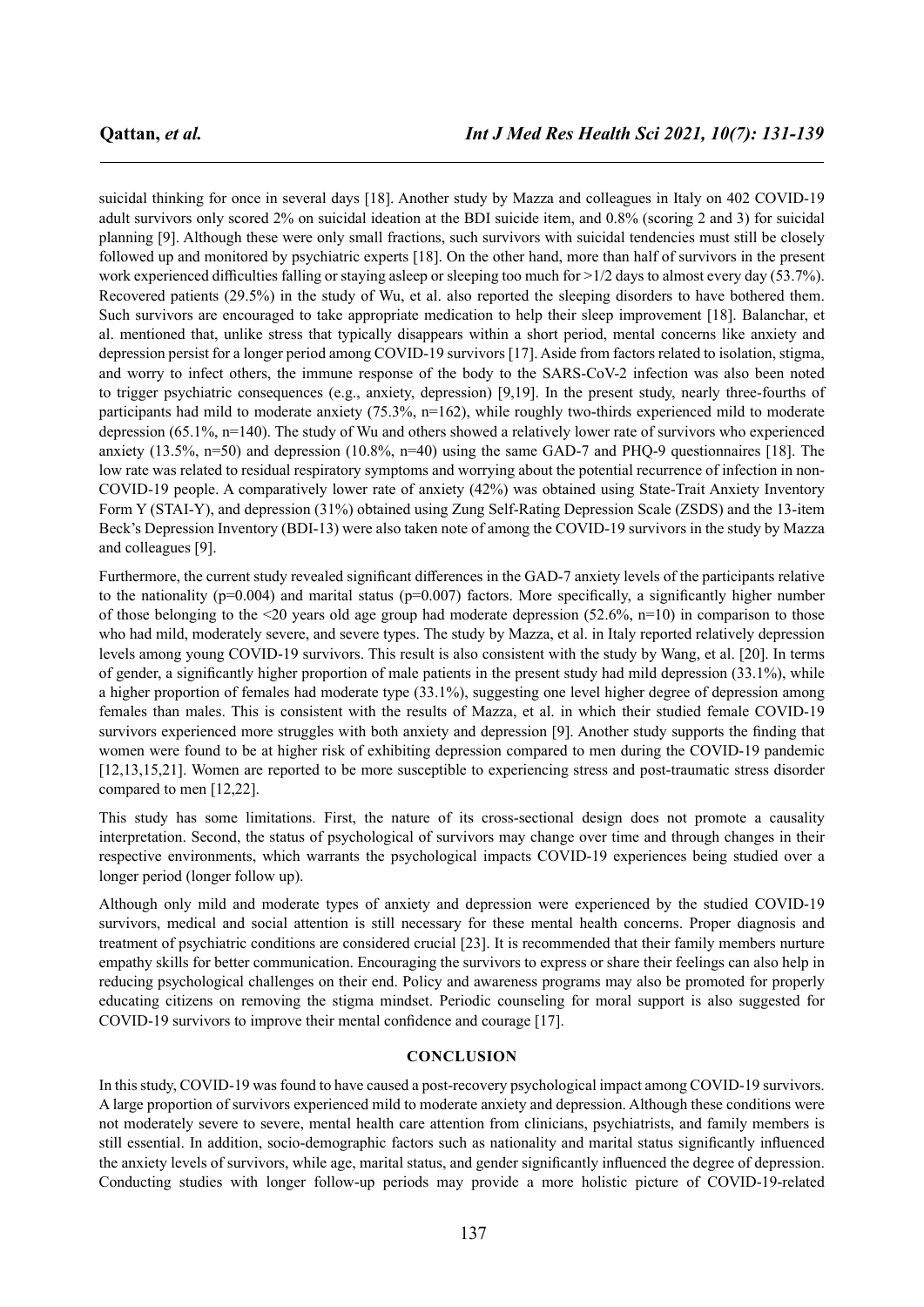suicidal thinking for once in several days [18]. Another study by Mazza and colleagues in Italy on 402 COVID-19 adult survivors only scored 2% on suicidal ideation at the BDI suicide item, and 0.8% (scoring 2 and 3) for suicidal planning [9]. Although these were only small fractions, such survivors with suicidal tendencies must still be closely followed up and monitored by psychiatric experts [18]. On the other hand, more than half of survivors in the present work experienced difficulties falling or staying asleep or sleeping too much for >1/2 days to almost every day (53.7%). Recovered patients (29.5%) in the study of Wu, et al. also reported the sleeping disorders to have bothered them. Such survivors are encouraged to take appropriate medication to help their sleep improvement [18]. Balanchar, et al. mentioned that, unlike stress that typically disappears within a short period, mental concerns like anxiety and depression persist for a longer period among COVID-19 survivors [17]. Aside from factors related to isolation, stigma, and worry to infect others, the immune response of the body to the SARS-CoV-2 infection was also been noted to trigger psychiatric consequences (e.g., anxiety, depression) [9,19]. In the present study, nearly three-fourths of participants had mild to moderate anxiety (75.3%, n=162), while roughly two-thirds experienced mild to moderate depression (65.1%, n=140). The study of Wu and others showed a relatively lower rate of survivors who experienced anxiety (13.5%, n=50) and depression (10.8%, n=40) using the same GAD-7 and PHQ-9 questionnaires [18]. The low rate was related to residual respiratory symptoms and worrying about the potential recurrence of infection in non-COVID-19 people. A comparatively lower rate of anxiety (42%) was obtained using State-Trait Anxiety Inventory Form Y (STAI-Y), and depression (31%) obtained using Zung Self-Rating Depression Scale (ZSDS) and the 13-item Beck's Depression Inventory (BDI-13) were also taken note of among the COVID-19 survivors in the study by Mazza and colleagues [9].

Furthermore, the current study revealed significant differences in the GAD-7 anxiety levels of the participants relative to the nationality (p=0.004) and marital status (p=0.007) factors. More specifically, a significantly higher number of those belonging to the <20 years old age group had moderate depression (52.6%, n=10) in comparison to those who had mild, moderately severe, and severe types. The study by Mazza, et al. in Italy reported relatively depression levels among young COVID-19 survivors. This result is also consistent with the study by Wang, et al. [20]. In terms of gender, a significantly higher proportion of male patients in the present study had mild depression (33.1%), while a higher proportion of females had moderate type (33.1%), suggesting one level higher degree of depression among females than males. This is consistent with the results of Mazza, et al. in which their studied female COVID-19 survivors experienced more struggles with both anxiety and depression [9]. Another study supports the finding that women were found to be at higher risk of exhibiting depression compared to men during the COVID-19 pandemic [12,13,15,21]. Women are reported to be more susceptible to experiencing stress and post-traumatic stress disorder compared to men [12,22].

This study has some limitations. First, the nature of its cross-sectional design does not promote a causality interpretation. Second, the status of psychological of survivors may change over time and through changes in their respective environments, which warrants the psychological impacts COVID-19 experiences being studied over a longer period (longer follow up).

Although only mild and moderate types of anxiety and depression were experienced by the studied COVID-19 survivors, medical and social attention is still necessary for these mental health concerns. Proper diagnosis and treatment of psychiatric conditions are considered crucial [23]. It is recommended that their family members nurture empathy skills for better communication. Encouraging the survivors to express or share their feelings can also help in reducing psychological challenges on their end. Policy and awareness programs may also be promoted for properly educating citizens on removing the stigma mindset. Periodic counseling for moral support is also suggested for COVID-19 survivors to improve their mental confidence and courage [17].

## CONCLUSION

In this study, COVID-19 was found to have caused a post-recovery psychological impact among COVID-19 survivors. A large proportion of survivors experienced mild to moderate anxiety and depression. Although these conditions were not moderately severe to severe, mental health care attention from clinicians, psychiatrists, and family members is still essential. In addition, socio-demographic factors such as nationality and marital status significantly influenced the anxiety levels of survivors, while age, marital status, and gender significantly influenced the degree of depression. Conducting studies with longer follow-up periods may provide a more holistic picture of COVID-19-related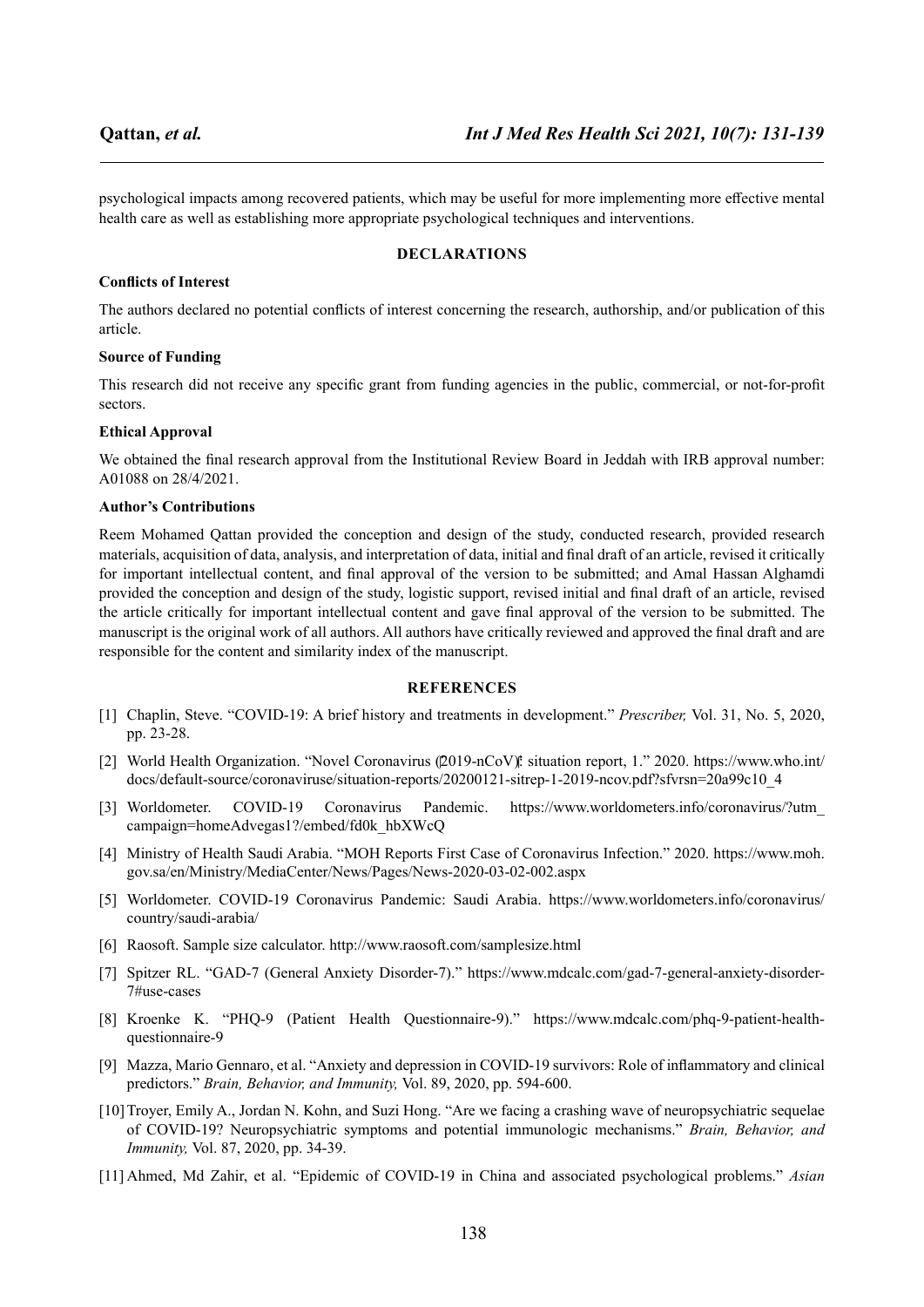psychological impacts among recovered patients, which may be useful for more implementing more effective mental health care as well as establishing more appropriate psychological techniques and interventions.

## DECLARATIONS

### Conflicts of Interest

The authors declared no potential conflicts of interest concerning the research, authorship, and/or publication of this article.

### Source of Funding

This research did not receive any specific grant from funding agencies in the public, commercial, or not-for-profit sectors.

### Ethical Approval

We obtained the final research approval from the Institutional Review Board in Jeddah with IRB approval number: A01088 on 28/4/2021.

### Author's Contributions

Reem Mohamed Qattan provided the conception and design of the study, conducted research, provided research materials, acquisition of data, analysis, and interpretation of data, initial and final draft of an article, revised it critically for important intellectual content, and final approval of the version to be submitted; and Amal Hassan Alghamdi provided the conception and design of the study, logistic support, revised initial and final draft of an article, revised the article critically for important intellectual content and gave final approval of the version to be submitted. The manuscript is the original work of all authors. All authors have critically reviewed and approved the final draft and are responsible for the content and similarity index of the manuscript.

## REFERENCES

[1] Chaplin, Steve. "COVID-19: A brief history and treatments in development." *Prescriber,* Vol. 31, No. 5, 2020, pp. 23-28.

[2] World Health Organization. "Novel Coronavirus (2019-nCoV): situation report, 1." 2020. https://www.who.int/docs/default-source/coronaviruse/situation-reports/20200121-sitrep-1-2019-ncov.pdf?sfvrsn=20a99c10_4

[3] Worldometer. COVID-19 Coronavirus Pandemic. https://www.worldometers.info/coronavirus/?utm_campaign=homeAdvegas1?/embed/fd0k_hbXWcQ

[4] Ministry of Health Saudi Arabia. "MOH Reports First Case of Coronavirus Infection." 2020. https://www.moh.gov.sa/en/Ministry/MediaCenter/News/Pages/News-2020-03-02-002.aspx

[5] Worldometer. COVID-19 Coronavirus Pandemic: Saudi Arabia. https://www.worldometers.info/coronavirus/country/saudi-arabia/

[6] Raosoft. Sample size calculator. http://www.raosoft.com/samplesize.html

[7] Spitzer RL. "GAD-7 (General Anxiety Disorder-7)." https://www.mdcalc.com/gad-7-general-anxiety-disorder-7#use-cases

[8] Kroenke K. "PHQ-9 (Patient Health Questionnaire-9)." https://www.mdcalc.com/phq-9-patient-health-questionnaire-9

[9] Mazza, Mario Gennaro, et al. "Anxiety and depression in COVID-19 survivors: Role of inflammatory and clinical predictors." *Brain, Behavior, and Immunity,* Vol. 89, 2020, pp. 594-600.

[10] Troyer, Emily A., Jordan N. Kohn, and Suzi Hong. "Are we facing a crashing wave of neuropsychiatric sequelae of COVID-19? Neuropsychiatric symptoms and potential immunologic mechanisms." *Brain, Behavior, and Immunity,* Vol. 87, 2020, pp. 34-39.

[11] Ahmed, Md Zahir, et al. "Epidemic of COVID-19 in China and associated psychological problems." *Asian*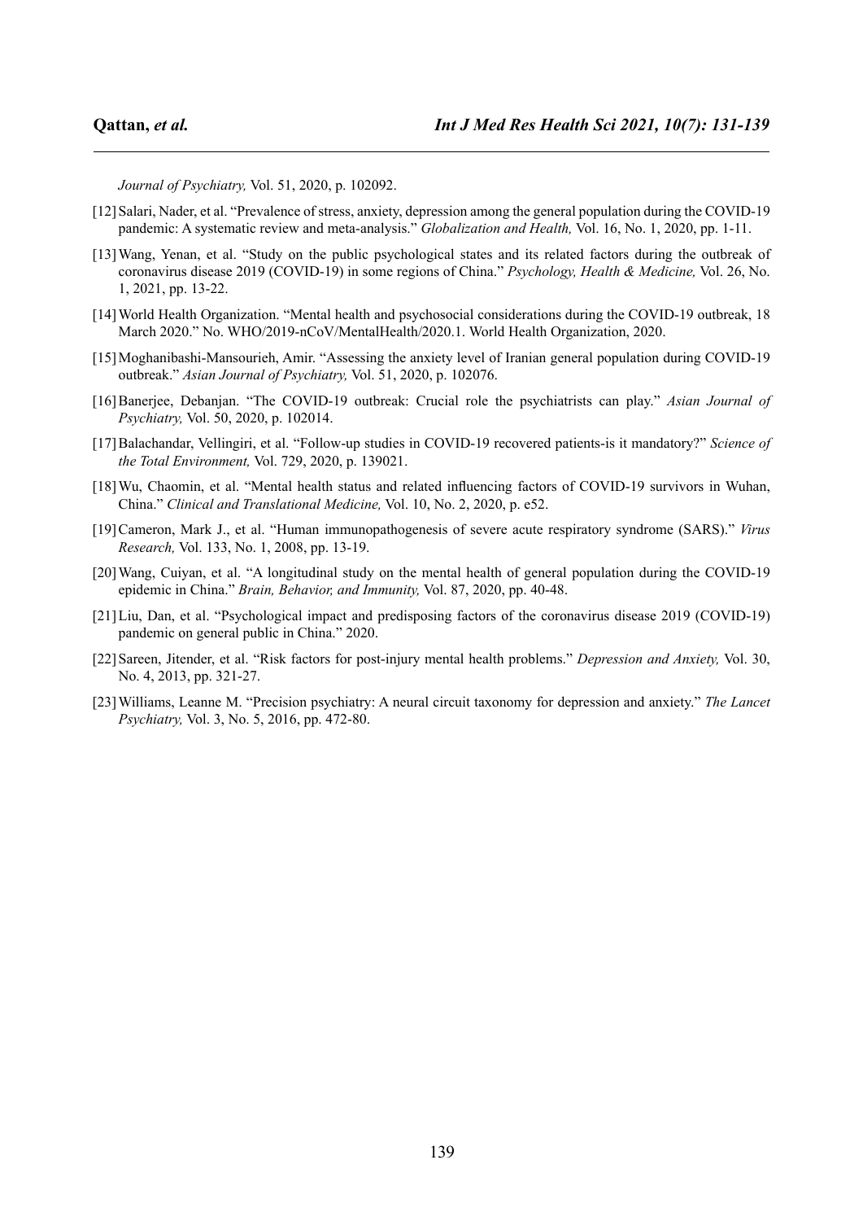*Journal of Psychiatry,* Vol. 51, 2020, p. 102092.

[12] Salari, Nader, et al. "Prevalence of stress, anxiety, depression among the general population during the COVID-19 pandemic: A systematic review and meta-analysis." *Globalization and Health,* Vol. 16, No. 1, 2020, pp. 1-11.

[13] Wang, Yenan, et al. "Study on the public psychological states and its related factors during the outbreak of coronavirus disease 2019 (COVID-19) in some regions of China." *Psychology, Health & Medicine,* Vol. 26, No. 1, 2021, pp. 13-22.

[14] World Health Organization. "Mental health and psychosocial considerations during the COVID-19 outbreak, 18 March 2020." No. WHO/2019-nCoV/MentalHealth/2020.1. World Health Organization, 2020.

[15] Moghanibashi-Mansourieh, Amir. "Assessing the anxiety level of Iranian general population during COVID-19 outbreak." *Asian Journal of Psychiatry,* Vol. 51, 2020, p. 102076.

[16] Banerjee, Debanjan. "The COVID-19 outbreak: Crucial role the psychiatrists can play." *Asian Journal of Psychiatry,* Vol. 50, 2020, p. 102014.

[17] Balachandar, Vellingiri, et al. "Follow-up studies in COVID-19 recovered patients-is it mandatory?" *Science of the Total Environment,* Vol. 729, 2020, p. 139021.

[18] Wu, Chaomin, et al. "Mental health status and related influencing factors of COVID-19 survivors in Wuhan, China." *Clinical and Translational Medicine,* Vol. 10, No. 2, 2020, p. e52.

[19] Cameron, Mark J., et al. "Human immunopathogenesis of severe acute respiratory syndrome (SARS)." *Virus Research,* Vol. 133, No. 1, 2008, pp. 13-19.

[20] Wang, Cuiyan, et al. "A longitudinal study on the mental health of general population during the COVID-19 epidemic in China." *Brain, Behavior, and Immunity,* Vol. 87, 2020, pp. 40-48.

[21] Liu, Dan, et al. "Psychological impact and predisposing factors of the coronavirus disease 2019 (COVID-19) pandemic on general public in China." 2020.

[22] Sareen, Jitender, et al. "Risk factors for post-injury mental health problems." *Depression and Anxiety,* Vol. 30, No. 4, 2013, pp. 321-27.

[23] Williams, Leanne M. "Precision psychiatry: A neural circuit taxonomy for depression and anxiety." *The Lancet Psychiatry,* Vol. 3, No. 5, 2016, pp. 472-80.